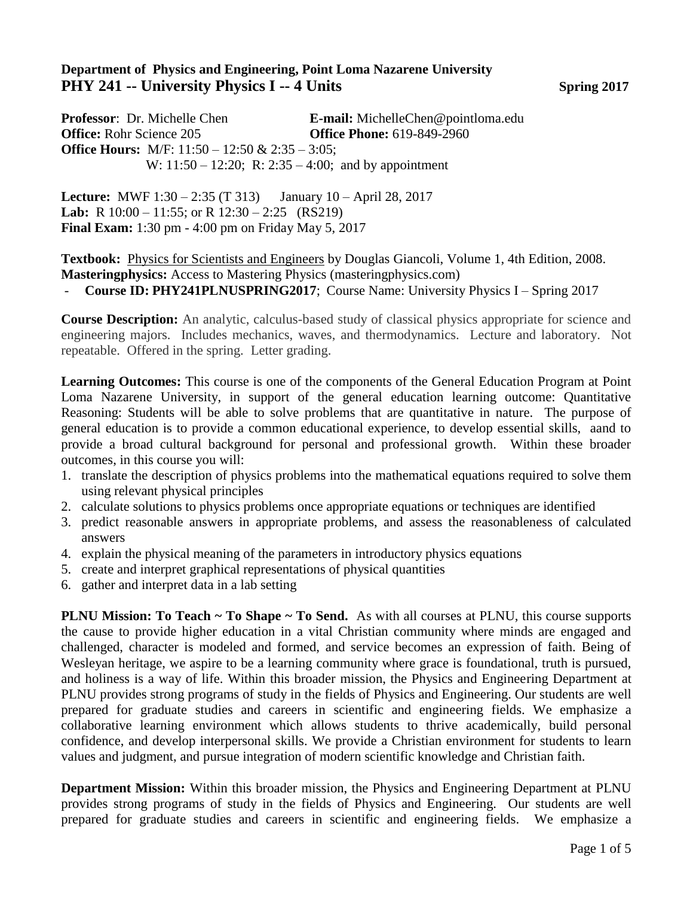**Department of Physics and Engineering, Point Loma Nazarene University**

# PHY 241 -- University Physics I -- 4 Units

**Spring 2017**

**Professor**: Dr. Michelle Chen
**E-mail:** MichelleChen@pointloma.edu
**Office:** Rohr Science 205
**Office Phone:** 619-849-2960
**Office Hours:** M/F: 11:50 – 12:50 & 2:35 – 3:05;
W: 11:50 – 12:20; R: 2:35 – 4:00; and by appointment

**Lecture:** MWF 1:30 – 2:35 (T 313) January 10 – April 28, 2017
**Lab:** R 10:00 – 11:55; or R 12:30 – 2:25 (RS219)
**Final Exam:** 1:30 pm - 4:00 pm on Friday May 5, 2017

**Textbook:** Physics for Scientists and Engineers by Douglas Giancoli, Volume 1, 4th Edition, 2008.
**Masteringphysics:** Access to Mastering Physics (masteringphysics.com)

- **Course ID: PHY241PLNUSPRING2017**; Course Name: University Physics I – Spring 2017

**Course Description:** An analytic, calculus-based study of classical physics appropriate for science and engineering majors. Includes mechanics, waves, and thermodynamics. Lecture and laboratory. Not repeatable. Offered in the spring. Letter grading.

**Learning Outcomes:** This course is one of the components of the General Education Program at Point Loma Nazarene University, in support of the general education learning outcome: Quantitative Reasoning: Students will be able to solve problems that are quantitative in nature. The purpose of general education is to provide a common educational experience, to develop essential skills, aand to provide a broad cultural background for personal and professional growth. Within these broader outcomes, in this course you will:

1. translate the description of physics problems into the mathematical equations required to solve them using relevant physical principles
2. calculate solutions to physics problems once appropriate equations or techniques are identified
3. predict reasonable answers in appropriate problems, and assess the reasonableness of calculated answers
4. explain the physical meaning of the parameters in introductory physics equations
5. create and interpret graphical representations of physical quantities
6. gather and interpret data in a lab setting

**PLNU Mission: To Teach ~ To Shape ~ To Send.** As with all courses at PLNU, this course supports the cause to provide higher education in a vital Christian community where minds are engaged and challenged, character is modeled and formed, and service becomes an expression of faith. Being of Wesleyan heritage, we aspire to be a learning community where grace is foundational, truth is pursued, and holiness is a way of life. Within this broader mission, the Physics and Engineering Department at PLNU provides strong programs of study in the fields of Physics and Engineering. Our students are well prepared for graduate studies and careers in scientific and engineering fields. We emphasize a collaborative learning environment which allows students to thrive academically, build personal confidence, and develop interpersonal skills. We provide a Christian environment for students to learn values and judgment, and pursue integration of modern scientific knowledge and Christian faith.

**Department Mission:** Within this broader mission, the Physics and Engineering Department at PLNU provides strong programs of study in the fields of Physics and Engineering. Our students are well prepared for graduate studies and careers in scientific and engineering fields. We emphasize a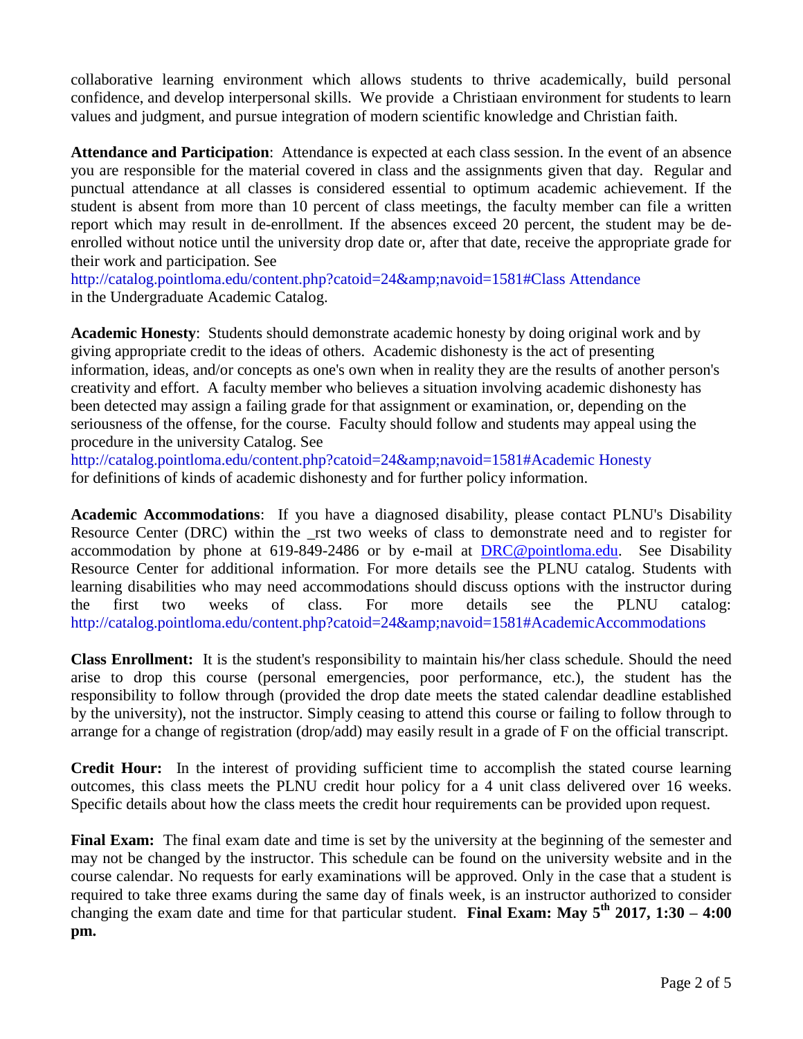collaborative learning environment which allows students to thrive academically, build personal confidence, and develop interpersonal skills. We provide a Christiaan environment for students to learn values and judgment, and pursue integration of modern scientific knowledge and Christian faith.

**Attendance and Participation**: Attendance is expected at each class session. In the event of an absence you are responsible for the material covered in class and the assignments given that day. Regular and punctual attendance at all classes is considered essential to optimum academic achievement. If the student is absent from more than 10 percent of class meetings, the faculty member can file a written report which may result in de-enrollment. If the absences exceed 20 percent, the student may be de-enrolled without notice until the university drop date or, after that date, receive the appropriate grade for their work and participation. See
http://catalog.pointloma.edu/content.php?catoid=24&amp;navoid=1581#Class Attendance
in the Undergraduate Academic Catalog.

**Academic Honesty**: Students should demonstrate academic honesty by doing original work and by giving appropriate credit to the ideas of others. Academic dishonesty is the act of presenting information, ideas, and/or concepts as one's own when in reality they are the results of another person's creativity and effort. A faculty member who believes a situation involving academic dishonesty has been detected may assign a failing grade for that assignment or examination, or, depending on the seriousness of the offense, for the course. Faculty should follow and students may appeal using the procedure in the university Catalog. See
http://catalog.pointloma.edu/content.php?catoid=24&amp;navoid=1581#Academic Honesty
for definitions of kinds of academic dishonesty and for further policy information.

**Academic Accommodations**: If you have a diagnosed disability, please contact PLNU's Disability Resource Center (DRC) within the _rst two weeks of class to demonstrate need and to register for accommodation by phone at 619-849-2486 or by e-mail at DRC@pointloma.edu. See Disability Resource Center for additional information. For more details see the PLNU catalog. Students with learning disabilities who may need accommodations should discuss options with the instructor during the first two weeks of class. For more details see the PLNU catalog:
http://catalog.pointloma.edu/content.php?catoid=24&amp;navoid=1581#AcademicAccommodations

**Class Enrollment:** It is the student's responsibility to maintain his/her class schedule. Should the need arise to drop this course (personal emergencies, poor performance, etc.), the student has the responsibility to follow through (provided the drop date meets the stated calendar deadline established by the university), not the instructor. Simply ceasing to attend this course or failing to follow through to arrange for a change of registration (drop/add) may easily result in a grade of F on the official transcript.

**Credit Hour:** In the interest of providing sufficient time to accomplish the stated course learning outcomes, this class meets the PLNU credit hour policy for a 4 unit class delivered over 16 weeks. Specific details about how the class meets the credit hour requirements can be provided upon request.

**Final Exam:** The final exam date and time is set by the university at the beginning of the semester and may not be changed by the instructor. This schedule can be found on the university website and in the course calendar. No requests for early examinations will be approved. Only in the case that a student is required to take three exams during the same day of finals week, is an instructor authorized to consider changing the exam date and time for that particular student. **Final Exam: May 5th 2017, 1:30 – 4:00 pm.**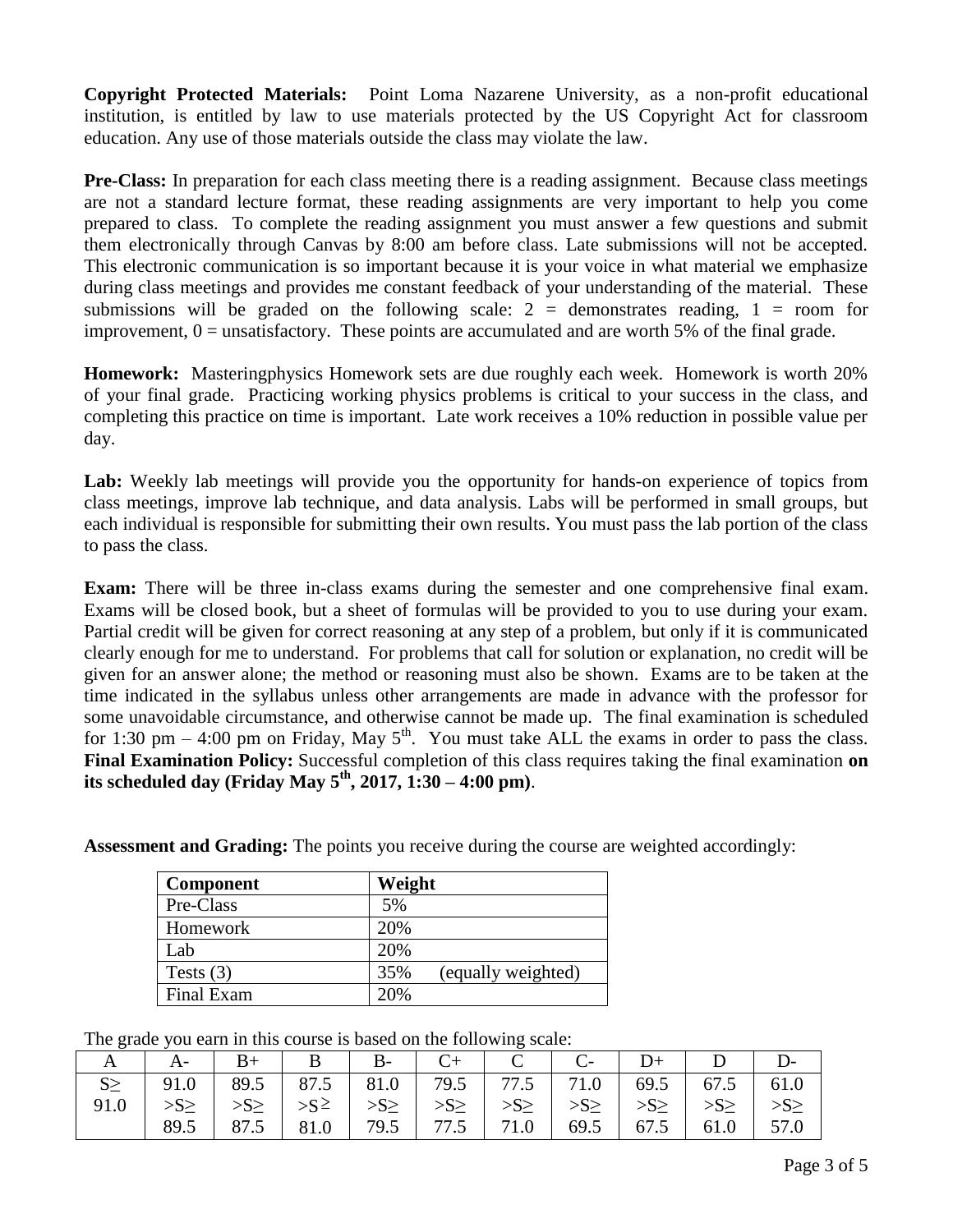**Copyright Protected Materials:** Point Loma Nazarene University, as a non-profit educational institution, is entitled by law to use materials protected by the US Copyright Act for classroom education. Any use of those materials outside the class may violate the law.

**Pre-Class:** In preparation for each class meeting there is a reading assignment. Because class meetings are not a standard lecture format, these reading assignments are very important to help you come prepared to class. To complete the reading assignment you must answer a few questions and submit them electronically through Canvas by 8:00 am before class. Late submissions will not be accepted. This electronic communication is so important because it is your voice in what material we emphasize during class meetings and provides me constant feedback of your understanding of the material. These submissions will be graded on the following scale: 2 = demonstrates reading, 1 = room for improvement, 0 = unsatisfactory. These points are accumulated and are worth 5% of the final grade.

**Homework:** Masteringphysics Homework sets are due roughly each week. Homework is worth 20% of your final grade. Practicing working physics problems is critical to your success in the class, and completing this practice on time is important. Late work receives a 10% reduction in possible value per day.

**Lab:** Weekly lab meetings will provide you the opportunity for hands-on experience of topics from class meetings, improve lab technique, and data analysis. Labs will be performed in small groups, but each individual is responsible for submitting their own results. You must pass the lab portion of the class to pass the class.

**Exam:** There will be three in-class exams during the semester and one comprehensive final exam. Exams will be closed book, but a sheet of formulas will be provided to you to use during your exam. Partial credit will be given for correct reasoning at any step of a problem, but only if it is communicated clearly enough for me to understand. For problems that call for solution or explanation, no credit will be given for an answer alone; the method or reasoning must also be shown. Exams are to be taken at the time indicated in the syllabus unless other arrangements are made in advance with the professor for some unavoidable circumstance, and otherwise cannot be made up. The final examination is scheduled for 1:30 pm – 4:00 pm on Friday, May 5th. You must take ALL the exams in order to pass the class. **Final Examination Policy:** Successful completion of this class requires taking the final examination **on its scheduled day (Friday May 5th, 2017, 1:30 – 4:00 pm)**.

**Assessment and Grading:** The points you receive during the course are weighted accordingly:

| Component | Weight |
|---|---|
| Pre-Class | 5% |
| Homework | 20% |
| Lab | 20% |
| Tests (3) | 35% (equally weighted) |
| Final Exam | 20% |

The grade you earn in this course is based on the following scale:

| A | A- | B+ | B | B- | C+ | C | C- | D+ | D | D- |
|---|---|---|---|---|---|---|---|---|---|---|
| S≥ 91.0 | 91.0 >S≥ 89.5 | 89.5 >S≥ 87.5 | 87.5 >S≥ 81.0 | 81.0 >S≥ 79.5 | 79.5 >S≥ 77.5 | 77.5 >S≥ 71.0 | 71.0 >S≥ 69.5 | 69.5 >S≥ 67.5 | 67.5 >S≥ 61.0 | 61.0 >S≥ 57.0 |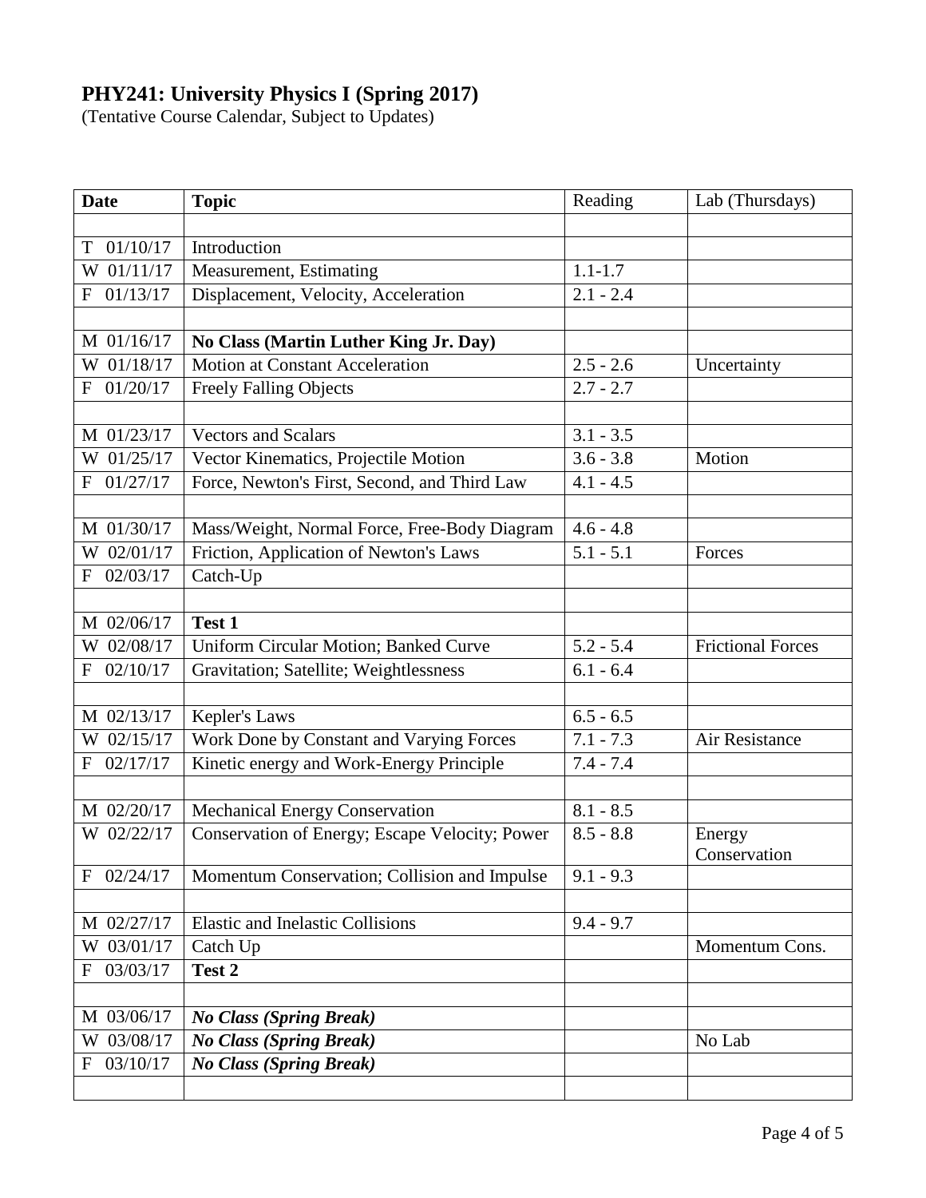**PHY241: University Physics I (Spring 2017)**
(Tentative Course Calendar, Subject to Updates)

| **Date** | **Topic** | Reading | Lab (Thursdays) |
|---|---|---|---|
| | | | |
| T 01/10/17 | Introduction | | |
| W 01/11/17 | Measurement, Estimating | 1.1-1.7 | |
| F 01/13/17 | Displacement, Velocity, Acceleration | 2.1 - 2.4 | |
| | | | |
| M 01/16/17 | **No Class (Martin Luther King Jr. Day)** | | |
| W 01/18/17 | Motion at Constant Acceleration | 2.5 - 2.6 | Uncertainty |
| F 01/20/17 | Freely Falling Objects | 2.7 - 2.7 | |
| | | | |
| M 01/23/17 | Vectors and Scalars | 3.1 - 3.5 | |
| W 01/25/17 | Vector Kinematics, Projectile Motion | 3.6 - 3.8 | Motion |
| F 01/27/17 | Force, Newton's First, Second, and Third Law | 4.1 - 4.5 | |
| | | | |
| M 01/30/17 | Mass/Weight, Normal Force, Free-Body Diagram | 4.6 - 4.8 | |
| W 02/01/17 | Friction, Application of Newton's Laws | 5.1 - 5.1 | Forces |
| F 02/03/17 | Catch-Up | | |
| | | | |
| M 02/06/17 | **Test 1** | | |
| W 02/08/17 | Uniform Circular Motion; Banked Curve | 5.2 - 5.4 | Frictional Forces |
| F 02/10/17 | Gravitation; Satellite; Weightlessness | 6.1 - 6.4 | |
| | | | |
| M 02/13/17 | Kepler's Laws | 6.5 - 6.5 | |
| W 02/15/17 | Work Done by Constant and Varying Forces | 7.1 - 7.3 | Air Resistance |
| F 02/17/17 | Kinetic energy and Work-Energy Principle | 7.4 - 7.4 | |
| | | | |
| M 02/20/17 | Mechanical Energy Conservation | 8.1 - 8.5 | |
| W 02/22/17 | Conservation of Energy; Escape Velocity; Power | 8.5 - 8.8 | Energy Conservation |
| F 02/24/17 | Momentum Conservation; Collision and Impulse | 9.1 - 9.3 | |
| | | | |
| M 02/27/17 | Elastic and Inelastic Collisions | 9.4 - 9.7 | |
| W 03/01/17 | Catch Up | | Momentum Cons. |
| F 03/03/17 | **Test 2** | | |
| | | | |
| M 03/06/17 | ***No Class (Spring Break)*** | | |
| W 03/08/17 | ***No Class (Spring Break)*** | | No Lab |
| F 03/10/17 | ***No Class (Spring Break)*** | | |
| | | | |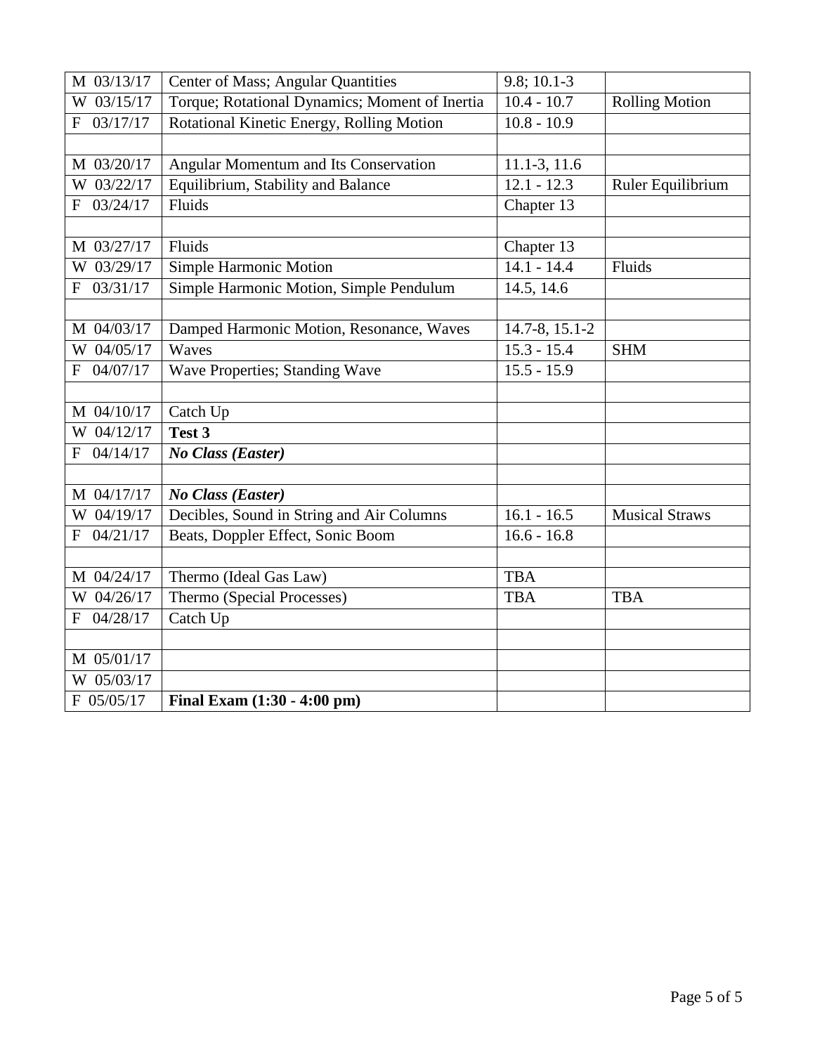| | | | |
|---|---|---|---|
| M 03/13/17 | Center of Mass; Angular Quantities | 9.8; 10.1-3 | |
| W 03/15/17 | Torque; Rotational Dynamics; Moment of Inertia | 10.4 - 10.7 | Rolling Motion |
| F 03/17/17 | Rotational Kinetic Energy, Rolling Motion | 10.8 - 10.9 | |
| | | | |
| M 03/20/17 | Angular Momentum and Its Conservation | 11.1-3, 11.6 | |
| W 03/22/17 | Equilibrium, Stability and Balance | 12.1 - 12.3 | Ruler Equilibrium |
| F 03/24/17 | Fluids | Chapter 13 | |
| | | | |
| M 03/27/17 | Fluids | Chapter 13 | |
| W 03/29/17 | Simple Harmonic Motion | 14.1 - 14.4 | Fluids |
| F 03/31/17 | Simple Harmonic Motion, Simple Pendulum | 14.5, 14.6 | |
| | | | |
| M 04/03/17 | Damped Harmonic Motion, Resonance, Waves | 14.7-8, 15.1-2 | |
| W 04/05/17 | Waves | 15.3 - 15.4 | SHM |
| F 04/07/17 | Wave Properties; Standing Wave | 15.5 - 15.9 | |
| | | | |
| M 04/10/17 | Catch Up | | |
| W 04/12/17 | **Test 3** | | |
| F 04/14/17 | ***No Class (Easter)*** | | |
| | | | |
| M 04/17/17 | ***No Class (Easter)*** | | |
| W 04/19/17 | Decibles, Sound in String and Air Columns | 16.1 - 16.5 | Musical Straws |
| F 04/21/17 | Beats, Doppler Effect, Sonic Boom | 16.6 - 16.8 | |
| | | | |
| M 04/24/17 | Thermo (Ideal Gas Law) | TBA | |
| W 04/26/17 | Thermo (Special Processes) | TBA | TBA |
| F 04/28/17 | Catch Up | | |
| | | | |
| M 05/01/17 | | | |
| W 05/03/17 | | | |
| F 05/05/17 | **Final Exam (1:30 - 4:00 pm)** | | |